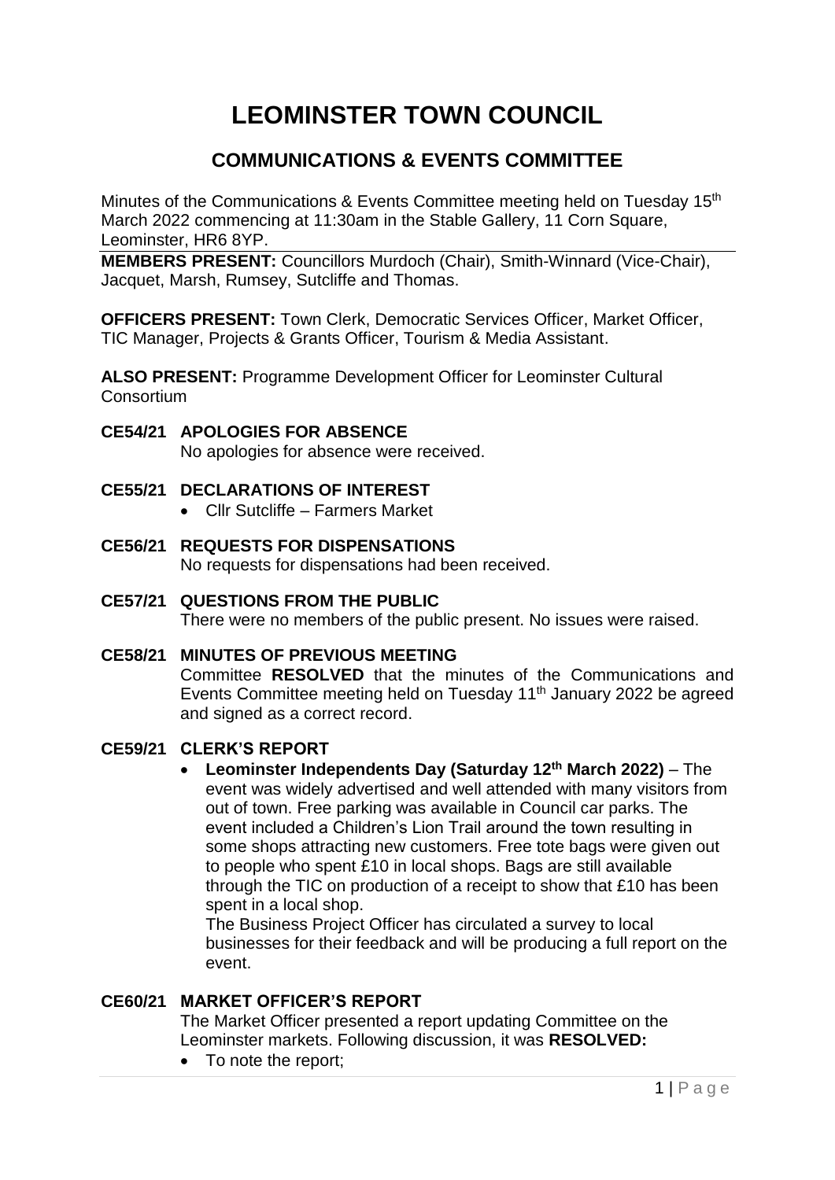# LEOMINSTER TOWN COUNCIL

## COMMUNICATIONS & EVENTS COMMITTEE

Minutes of the Communications & Events Committee meeting held on Tuesday 15th March 2022 commencing at 11:30am in the Stable Gallery, 11 Corn Square, Leominster, HR6 8YP.

**MEMBERS PRESENT:** Councillors Murdoch (Chair), Smith-Winnard (Vice-Chair), Jacquet, Marsh, Rumsey, Sutcliffe and Thomas.

**OFFICERS PRESENT:** Town Clerk, Democratic Services Officer, Market Officer, TIC Manager, Projects & Grants Officer, Tourism & Media Assistant.

**ALSO PRESENT:** Programme Development Officer for Leominster Cultural Consortium

**CE54/21 APOLOGIES FOR ABSENCE**

No apologies for absence were received.

**CE55/21 DECLARATIONS OF INTEREST**

- Cllr Sutcliffe – Farmers Market

**CE56/21 REQUESTS FOR DISPENSATIONS**

No requests for dispensations had been received.

**CE57/21 QUESTIONS FROM THE PUBLIC**

There were no members of the public present. No issues were raised.

**CE58/21 MINUTES OF PREVIOUS MEETING**

Committee **RESOLVED** that the minutes of the Communications and Events Committee meeting held on Tuesday 11th January 2022 be agreed and signed as a correct record.

**CE59/21 CLERK'S REPORT**

- **Leominster Independents Day (Saturday 12th March 2022)** – The event was widely advertised and well attended with many visitors from out of town. Free parking was available in Council car parks. The event included a Children's Lion Trail around the town resulting in some shops attracting new customers. Free tote bags were given out to people who spent £10 in local shops. Bags are still available through the TIC on production of a receipt to show that £10 has been spent in a local shop.

  The Business Project Officer has circulated a survey to local businesses for their feedback and will be producing a full report on the event.

**CE60/21 MARKET OFFICER'S REPORT**

The Market Officer presented a report updating Committee on the Leominster markets. Following discussion, it was **RESOLVED:**

- To note the report;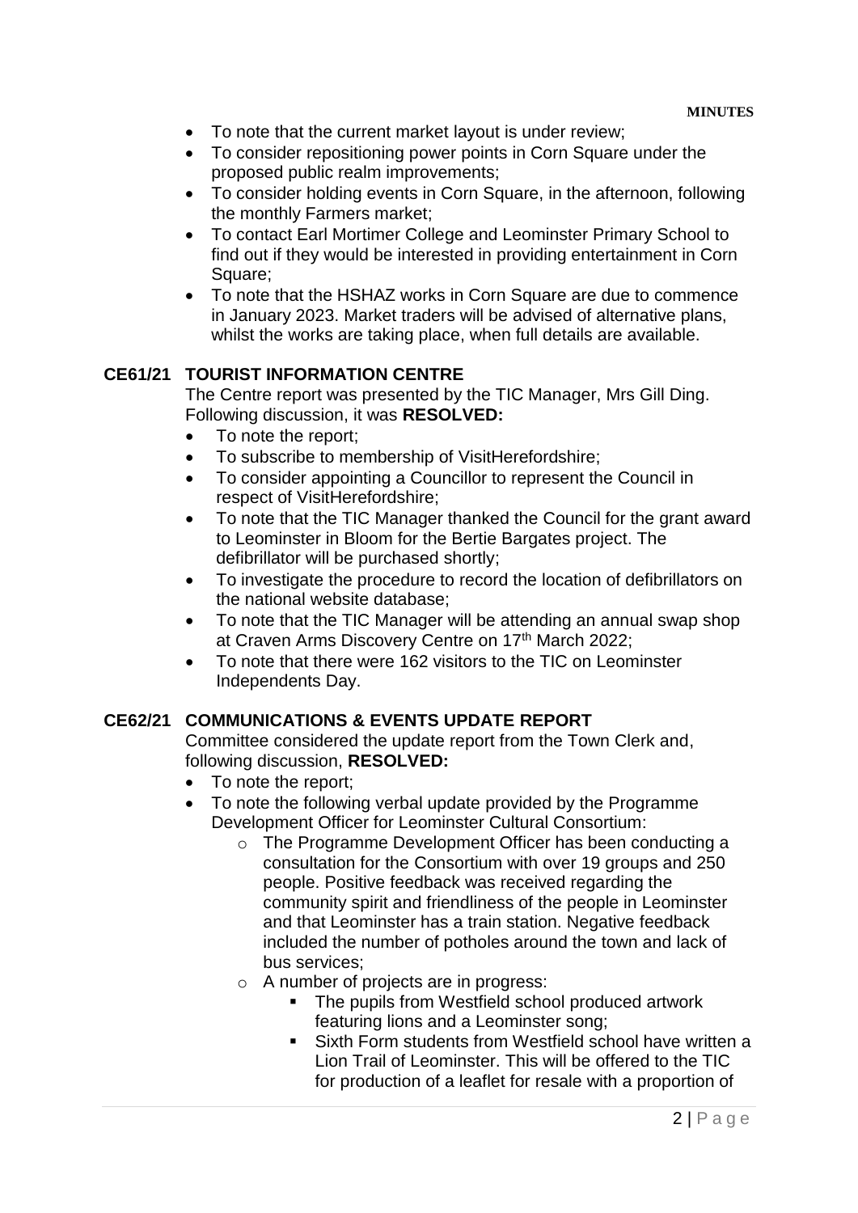- To note that the current market layout is under review;
- To consider repositioning power points in Corn Square under the proposed public realm improvements;
- To consider holding events in Corn Square, in the afternoon, following the monthly Farmers market;
- To contact Earl Mortimer College and Leominster Primary School to find out if they would be interested in providing entertainment in Corn Square;
- To note that the HSHAZ works in Corn Square are due to commence in January 2023. Market traders will be advised of alternative plans, whilst the works are taking place, when full details are available.

## CE61/21 TOURIST INFORMATION CENTRE

The Centre report was presented by the TIC Manager, Mrs Gill Ding. Following discussion, it was **RESOLVED:**

- To note the report;
- To subscribe to membership of VisitHerefordshire;
- To consider appointing a Councillor to represent the Council in respect of VisitHerefordshire;
- To note that the TIC Manager thanked the Council for the grant award to Leominster in Bloom for the Bertie Bargates project. The defibrillator will be purchased shortly;
- To investigate the procedure to record the location of defibrillators on the national website database;
- To note that the TIC Manager will be attending an annual swap shop at Craven Arms Discovery Centre on 17th March 2022;
- To note that there were 162 visitors to the TIC on Leominster Independents Day.

## CE62/21 COMMUNICATIONS & EVENTS UPDATE REPORT

Committee considered the update report from the Town Clerk and, following discussion, **RESOLVED:**

- To note the report;
- To note the following verbal update provided by the Programme Development Officer for Leominster Cultural Consortium:
    - The Programme Development Officer has been conducting a consultation for the Consortium with over 19 groups and 250 people. Positive feedback was received regarding the community spirit and friendliness of the people in Leominster and that Leominster has a train station. Negative feedback included the number of potholes around the town and lack of bus services;
    - A number of projects are in progress:
        - The pupils from Westfield school produced artwork featuring lions and a Leominster song;
        - Sixth Form students from Westfield school have written a Lion Trail of Leominster. This will be offered to the TIC for production of a leaflet for resale with a proportion of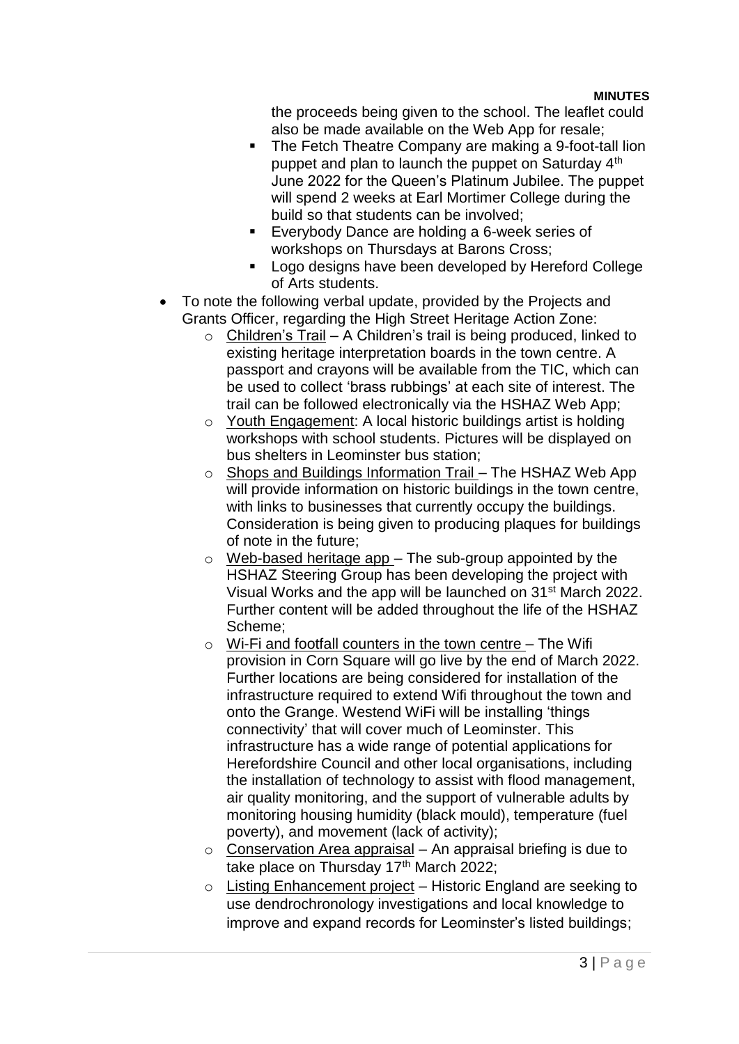the proceeds being given to the school. The leaflet could also be made available on the Web App for resale;

  - The Fetch Theatre Company are making a 9-foot-tall lion puppet and plan to launch the puppet on Saturday 4th June 2022 for the Queen's Platinum Jubilee. The puppet will spend 2 weeks at Earl Mortimer College during the build so that students can be involved;
  - Everybody Dance are holding a 6-week series of workshops on Thursdays at Barons Cross;
  - Logo designs have been developed by Hereford College of Arts students.

- To note the following verbal update, provided by the Projects and Grants Officer, regarding the High Street Heritage Action Zone:
  - <u>Children's Trail</u> – A Children's trail is being produced, linked to existing heritage interpretation boards in the town centre. A passport and crayons will be available from the TIC, which can be used to collect 'brass rubbings' at each site of interest. The trail can be followed electronically via the HSHAZ Web App;
  - <u>Youth Engagement</u>: A local historic buildings artist is holding workshops with school students. Pictures will be displayed on bus shelters in Leominster bus station;
  - <u>Shops and Buildings Information Trail</u> – The HSHAZ Web App will provide information on historic buildings in the town centre, with links to businesses that currently occupy the buildings. Consideration is being given to producing plaques for buildings of note in the future;
  - <u>Web-based heritage app</u> – The sub-group appointed by the HSHAZ Steering Group has been developing the project with Visual Works and the app will be launched on 31st March 2022. Further content will be added throughout the life of the HSHAZ Scheme;
  - <u>Wi-Fi and footfall counters in the town centre</u> – The Wifi provision in Corn Square will go live by the end of March 2022. Further locations are being considered for installation of the infrastructure required to extend Wifi throughout the town and onto the Grange. Westend WiFi will be installing 'things connectivity' that will cover much of Leominster. This infrastructure has a wide range of potential applications for Herefordshire Council and other local organisations, including the installation of technology to assist with flood management, air quality monitoring, and the support of vulnerable adults by monitoring housing humidity (black mould), temperature (fuel poverty), and movement (lack of activity);
  - <u>Conservation Area appraisal</u> – An appraisal briefing is due to take place on Thursday 17th March 2022;
  - <u>Listing Enhancement project</u> – Historic England are seeking to use dendrochronology investigations and local knowledge to improve and expand records for Leominster's listed buildings;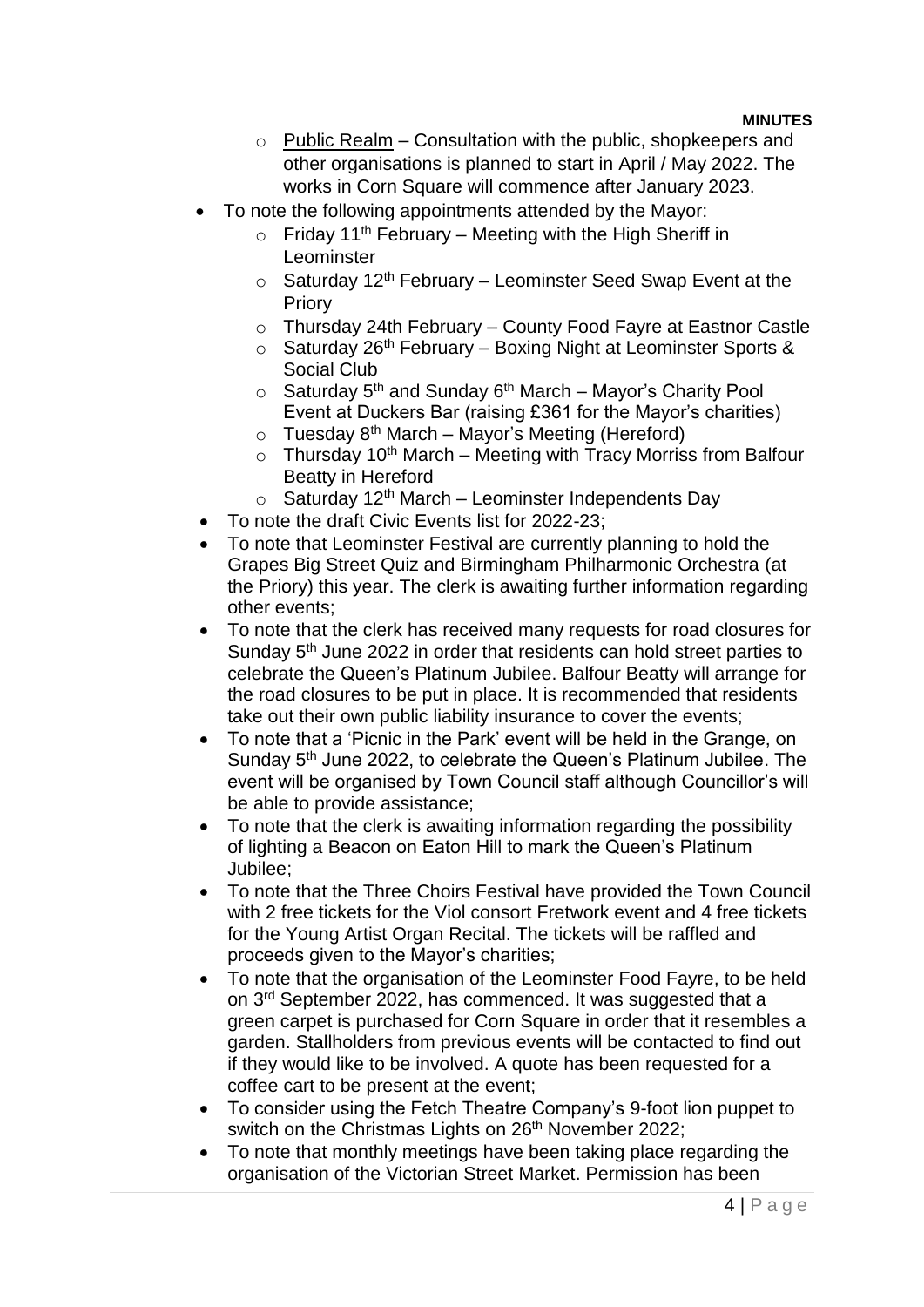- Public Realm – Consultation with the public, shopkeepers and other organisations is planned to start in April / May 2022. The works in Corn Square will commence after January 2023.
- To note the following appointments attended by the Mayor:
  - Friday 11th February – Meeting with the High Sheriff in Leominster
  - Saturday 12th February – Leominster Seed Swap Event at the Priory
  - Thursday 24th February – County Food Fayre at Eastnor Castle
  - Saturday 26th February – Boxing Night at Leominster Sports & Social Club
  - Saturday 5th and Sunday 6th March – Mayor's Charity Pool Event at Duckers Bar (raising £361 for the Mayor's charities)
  - Tuesday 8th March – Mayor's Meeting (Hereford)
  - Thursday 10th March – Meeting with Tracy Morriss from Balfour Beatty in Hereford
  - Saturday 12th March – Leominster Independents Day
- To note the draft Civic Events list for 2022-23;
- To note that Leominster Festival are currently planning to hold the Grapes Big Street Quiz and Birmingham Philharmonic Orchestra (at the Priory) this year. The clerk is awaiting further information regarding other events;
- To note that the clerk has received many requests for road closures for Sunday 5th June 2022 in order that residents can hold street parties to celebrate the Queen's Platinum Jubilee. Balfour Beatty will arrange for the road closures to be put in place. It is recommended that residents take out their own public liability insurance to cover the events;
- To note that a 'Picnic in the Park' event will be held in the Grange, on Sunday 5th June 2022, to celebrate the Queen's Platinum Jubilee. The event will be organised by Town Council staff although Councillor's will be able to provide assistance;
- To note that the clerk is awaiting information regarding the possibility of lighting a Beacon on Eaton Hill to mark the Queen's Platinum Jubilee;
- To note that the Three Choirs Festival have provided the Town Council with 2 free tickets for the Viol consort Fretwork event and 4 free tickets for the Young Artist Organ Recital. The tickets will be raffled and proceeds given to the Mayor's charities;
- To note that the organisation of the Leominster Food Fayre, to be held on 3rd September 2022, has commenced. It was suggested that a green carpet is purchased for Corn Square in order that it resembles a garden. Stallholders from previous events will be contacted to find out if they would like to be involved. A quote has been requested for a coffee cart to be present at the event;
- To consider using the Fetch Theatre Company's 9-foot lion puppet to switch on the Christmas Lights on 26th November 2022;
- To note that monthly meetings have been taking place regarding the organisation of the Victorian Street Market. Permission has been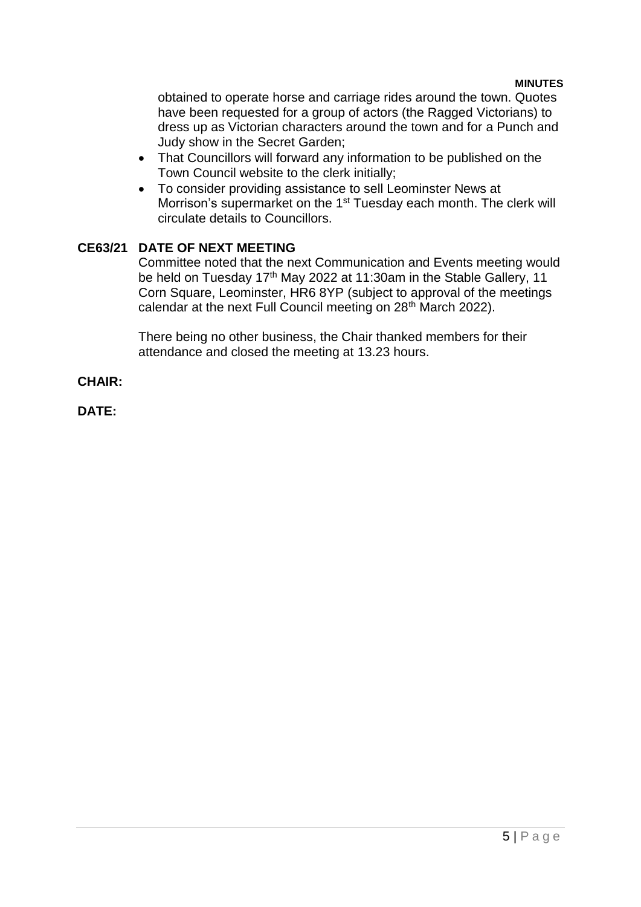obtained to operate horse and carriage rides around the town. Quotes have been requested for a group of actors (the Ragged Victorians) to dress up as Victorian characters around the town and for a Punch and Judy show in the Secret Garden;

- That Councillors will forward any information to be published on the Town Council website to the clerk initially;
- To consider providing assistance to sell Leominster News at Morrison's supermarket on the 1st Tuesday each month. The clerk will circulate details to Councillors.

## CE63/21 DATE OF NEXT MEETING

Committee noted that the next Communication and Events meeting would be held on Tuesday 17th May 2022 at 11:30am in the Stable Gallery, 11 Corn Square, Leominster, HR6 8YP (subject to approval of the meetings calendar at the next Full Council meeting on 28th March 2022).

There being no other business, the Chair thanked members for their attendance and closed the meeting at 13.23 hours.

**CHAIR:**

**DATE:**